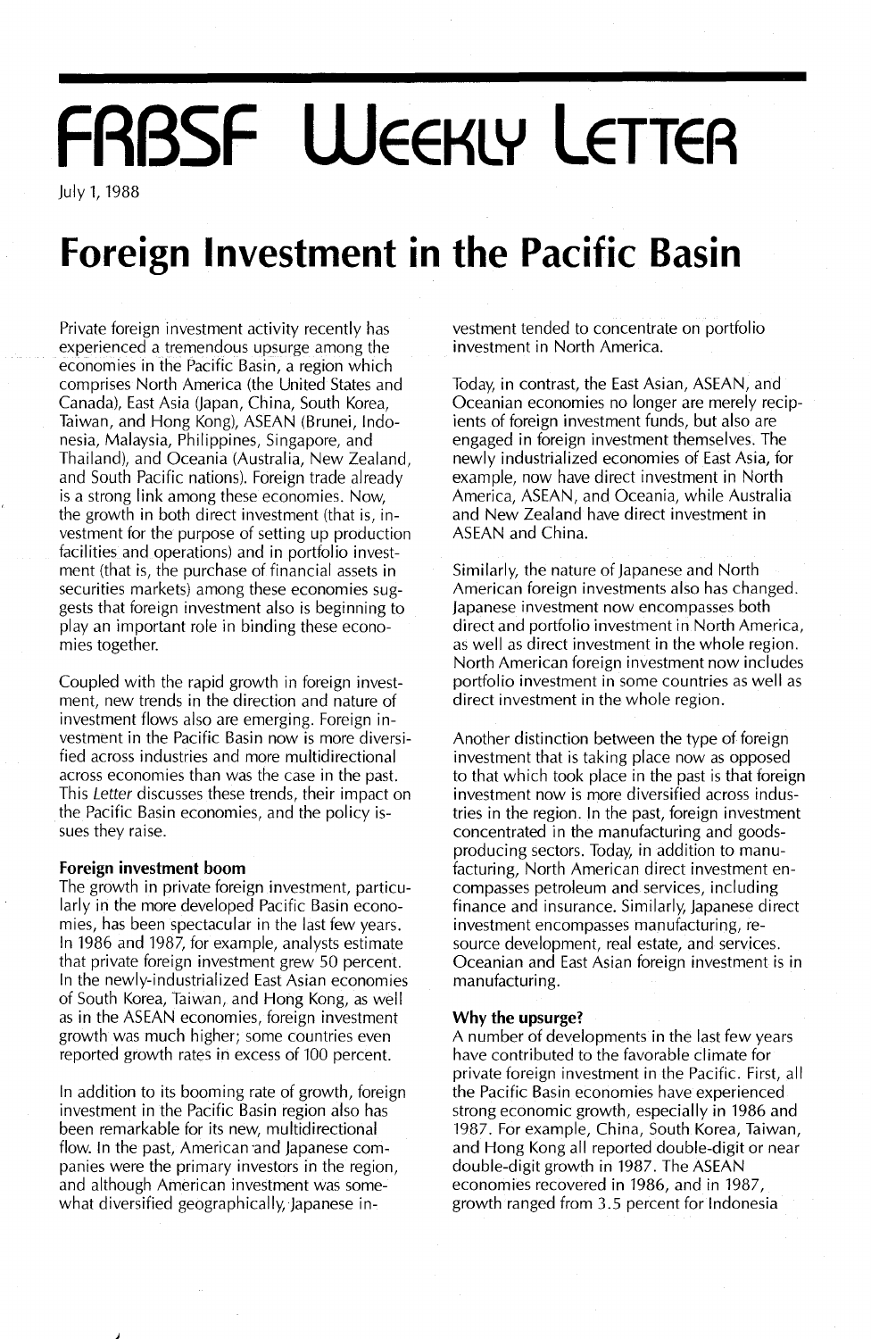# FRBSF Weekly Letter

July 1, 1988

# Foreign Investment in the Pacific Basin

Private foreign investment activity recently has experienced a tremendous upsurge among the economies in the Pacific Basin, a region which comprises North America (the United States and Canada), East Asia (Japan, China, South Korea, Taiwan, and Hong Kong), ASEAN (Brunei, Indonesia, Malaysia, Philippines, Singapore, and Thailand), and Oceania (Australia, New Zealand, and South Pacific nations). Foreign trade already is a strong link among these economies. Now, the growth in both direct investment (that is, investment for the purpose of setting up production facilities and operations) and in portfolio investment (that is, the purchase of financial assets in securities markets) among these economies suggests that foreign investment also is beginning to play an important role in binding these economies together.

Coupled with the rapid growth in foreign investment, new trends in the direction and nature of investment flows also are emerging. Foreign investment in the Pacific Basin now is more diversified across industries and more multidirectional across economies than was the case in the past. This *Letter* discusses these trends, their impact on the Pacific Basin economies, and the policy issues they raise.

### Foreign investment boom

The growth in private foreign investment, particularly in the more developed Pacific Basin economies, has been spectacular in the last few years. In 1986 and 1987, for example, analysts estimate that private foreign investment grew 50 percent. In the newly-industrialized East Asian economies of South Korea, Taiwan, and Hong Kong, as well as in the ASEAN economies, foreign investment growth was much higher; some countries even reported growth rates in excess of 100 percent.

In addition to its booming rate of growth, foreign investment in the Pacific Basin region also has been remarkable for its new, multidirectional flow. In the past, American and Japanese companies were the primary investors in the region, and although American investment was somewhat diversified geographically, Japanese investment tended to concentrate on portfolio investment in North America.

Today, in contrast, the East Asian, ASEAN, and Oceanian economies no longer are merely recipients of foreign investment funds, but also are engaged in foreign investment themselves. The newly industrialized economies of East Asia, for example, now have direct investment in North America, ASEAN, and Oceania, while Australia and New Zealand have direct investment in ASEAN and China.

Similarly, the nature of Japanese and North American foreign investments also has changed. Japanese investment now encompasses both direct and portfolio investment in North America, as well as direct investment in the whole region. North American foreign investment now includes portfolio investment in some countries as well as direct investment in the whole region.

Another distinction between the type of foreign investment that is taking place now as opposed to that which took place in the past is that foreign investment now is more diversified across industries in the region. In the past, foreign investment concentrated in the manufacturing and goods-producing sectors. Today, in addition to manufacturing, North American direct investment encompasses petroleum and services, including finance and insurance. Similarly, Japanese direct investment encompasses manufacturing, resource development, real estate, and services. Oceanian and East Asian foreign investment is in manufacturing.

### Why the upsurge?

A number of developments in the last few years have contributed to the favorable climate for private foreign investment in the Pacific. First, all the Pacific Basin economies have experienced strong economic growth, especially in 1986 and 1987. For example, China, South Korea, Taiwan, and Hong Kong all reported double-digit or near double-digit growth in 1987. The ASEAN economies recovered in 1986, and in 1987, growth ranged from 3.5 percent for Indonesia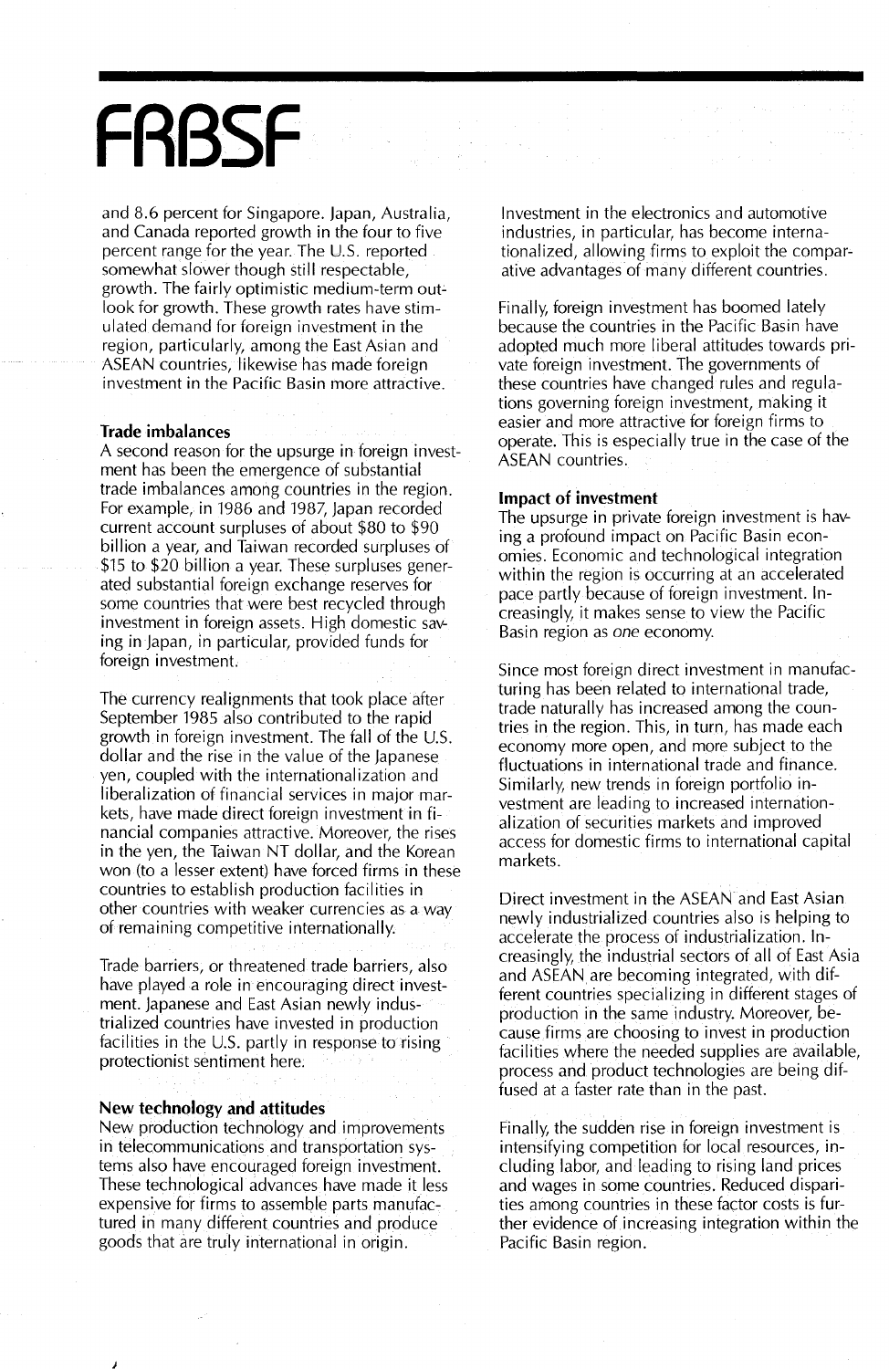and 8.6 percent for Singapore. Japan, Australia, and Canada reported growth in the four to five percent range for the year. The U.S. reported somewhat slower though still respectable, growth. The fairly optimistic medium-term outlook for growth. These growth rates have stimulated demand for foreign investment in the region, particularly, among the East Asian and ASEAN countries, likewise has made foreign investment in the Pacific Basin more attractive.

### Trade imbalances

A second reason for the upsurge in foreign investment has been the emergence of substantial trade imbalances among countries in the region. For example, in 1986 and 1987, Japan recorded current account surpluses of about $80 to $90 billion a year, and Taiwan recorded surpluses of $15 to $20 billion a year. These surpluses generated substantial foreign exchange reserves for some countries that were best recycled through investment in foreign assets. High domestic saving in Japan, in particular, provided funds for foreign investment.

The currency realignments that took place after September 1985 also contributed to the rapid growth in foreign investment. The fall of the U.S. dollar and the rise in the value of the Japanese yen, coupled with the internationalization and liberalization of financial services in major markets, have made direct foreign investment in financial companies attractive. Moreover, the rises in the yen, the Taiwan NT dollar, and the Korean won (to a lesser extent) have forced firms in these countries to establish production facilities in other countries with weaker currencies as a way of remaining competitive internationally.

Trade barriers, or threatened trade barriers, also have played a role in encouraging direct investment. Japanese and East Asian newly industrialized countries have invested in production facilities in the U.S. partly in response to rising protectionist sentiment here.

### New technology and attitudes

New production technology and improvements in telecommunications and transportation systems also have encouraged foreign investment. These technological advances have made it less expensive for firms to assemble parts manufactured in many different countries and produce goods that are truly international in origin. Investment in the electronics and automotive industries, in particular, has become internationalized, allowing firms to exploit the comparative advantages of many different countries.

Finally, foreign investment has boomed lately because the countries in the Pacific Basin have adopted much more liberal attitudes towards private foreign investment. The governments of these countries have changed rules and regulations governing foreign investment, making it easier and more attractive for foreign firms to operate. This is especially true in the case of the ASEAN countries.

### Impact of investment

The upsurge in private foreign investment is having a profound impact on Pacific Basin economies. Economic and technological integration within the region is occurring at an accelerated pace partly because of foreign investment. Increasingly, it makes sense to view the Pacific Basin region as *one* economy.

Since most foreign direct investment in manufacturing has been related to international trade, trade naturally has increased among the countries in the region. This, in turn, has made each economy more open, and more subject to the fluctuations in international trade and finance. Similarly, new trends in foreign portfolio investment are leading to increased internationalization of securities markets and improved access for domestic firms to international capital markets.

Direct investment in the ASEAN and East Asian newly industrialized countries also is helping to accelerate the process of industrialization. Increasingly, the industrial sectors of all of East Asia and ASEAN are becoming integrated, with different countries specializing in different stages of production in the same industry. Moreover, because firms are choosing to invest in production facilities where the needed supplies are available, process and product technologies are being diffused at a faster rate than in the past.

Finally, the sudden rise in foreign investment is intensifying competition for local resources, including labor, and leading to rising land prices and wages in some countries. Reduced disparities among countries in these factor costs is further evidence of increasing integration within the Pacific Basin region.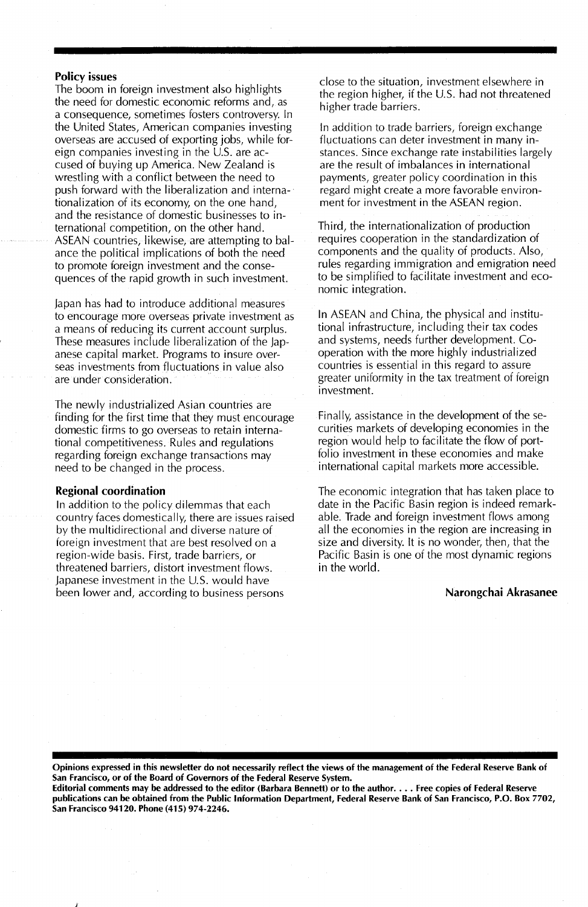### Policy issues

The boom in foreign investment also highlights the need for domestic economic reforms and, as a consequence, sometimes fosters controversy. In the United States, American companies investing overseas are accused of exporting jobs, while foreign companies investing in the U.S. are accused of buying up America. New Zealand is wrestling with a conflict between the need to push forward with the liberalization and internationalization of its economy, on the one hand, and the resistance of domestic businesses to international competition, on the other hand. ASEAN countries, likewise, are attempting to balance the political implications of both the need to promote foreign investment and the consequences of the rapid growth in such investment.

Japan has had to introduce additional measures to encourage more overseas private investment as a means of reducing its current account surplus. These measures include liberalization of the Japanese capital market. Programs to insure overseas investments from fluctuations in value also are under consideration.

The newly industrialized Asian countries are finding for the first time that they must encourage domestic firms to go overseas to retain international competitiveness. Rules and regulations regarding foreign exchange transactions may need to be changed in the process.

### Regional coordination

In addition to the policy dilemmas that each country faces domestically, there are issues raised by the multidirectional and diverse nature of foreign investment that are best resolved on a region-wide basis. First, trade barriers, or threatened barriers, distort investment flows. Japanese investment in the U.S. would have been lower and, according to business persons close to the situation, investment elsewhere in the region higher, if the U.S. had not threatened higher trade barriers.

In addition to trade barriers, foreign exchange fluctuations can deter investment in many instances. Since exchange rate instabilities largely are the result of imbalances in international payments, greater policy coordination in this regard might create a more favorable environment for investment in the ASEAN region.

Third, the internationalization of production requires cooperation in the standardization of components and the quality of products. Also, rules regarding immigration and emigration need to be simplified to facilitate investment and economic integration.

In ASEAN and China, the physical and institutional infrastructure, including their tax codes and systems, needs further development. Cooperation with the more highly industrialized countries is essential in this regard to assure greater uniformity in the tax treatment of foreign investment.

Finally, assistance in the development of the securities markets of developing economies in the region would help to facilitate the flow of portfolio investment in these economies and make international capital markets more accessible.

The economic integration that has taken place to date in the Pacific Basin region is indeed remarkable. Trade and foreign investment flows among all the economies in the region are increasing in size and diversity. It is no wonder, then, that the Pacific Basin is one of the most dynamic regions in the world.

**Narongchai Akrasanee**

**Opinions expressed in this newsletter do not necessarily reflect the views of the management of the Federal Reserve Bank of San Francisco, or of the Board of Governors of the Federal Reserve System.**
**Editorial comments may be addressed to the editor (Barbara Bennett) or to the author. . . . Free copies of Federal Reserve publications can be obtained from the Public Information Department, Federal Reserve Bank of San Francisco, P.O. Box 7702, San Francisco 94120. Phone (415) 974-2246.**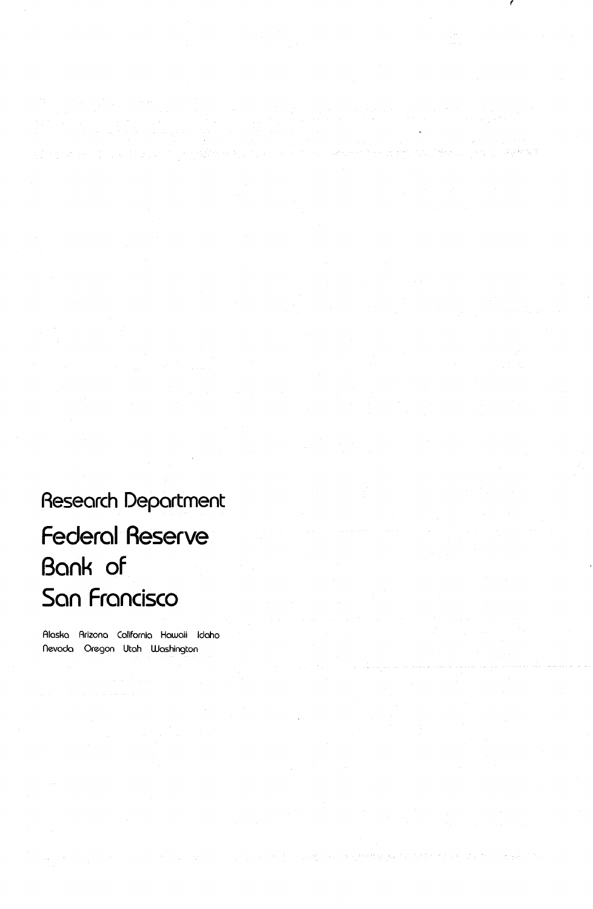Research Department

# Federal Reserve Bank of San Francisco

Alaska Arizona California Hawaii Idaho
Nevada Oregon Utah Washington